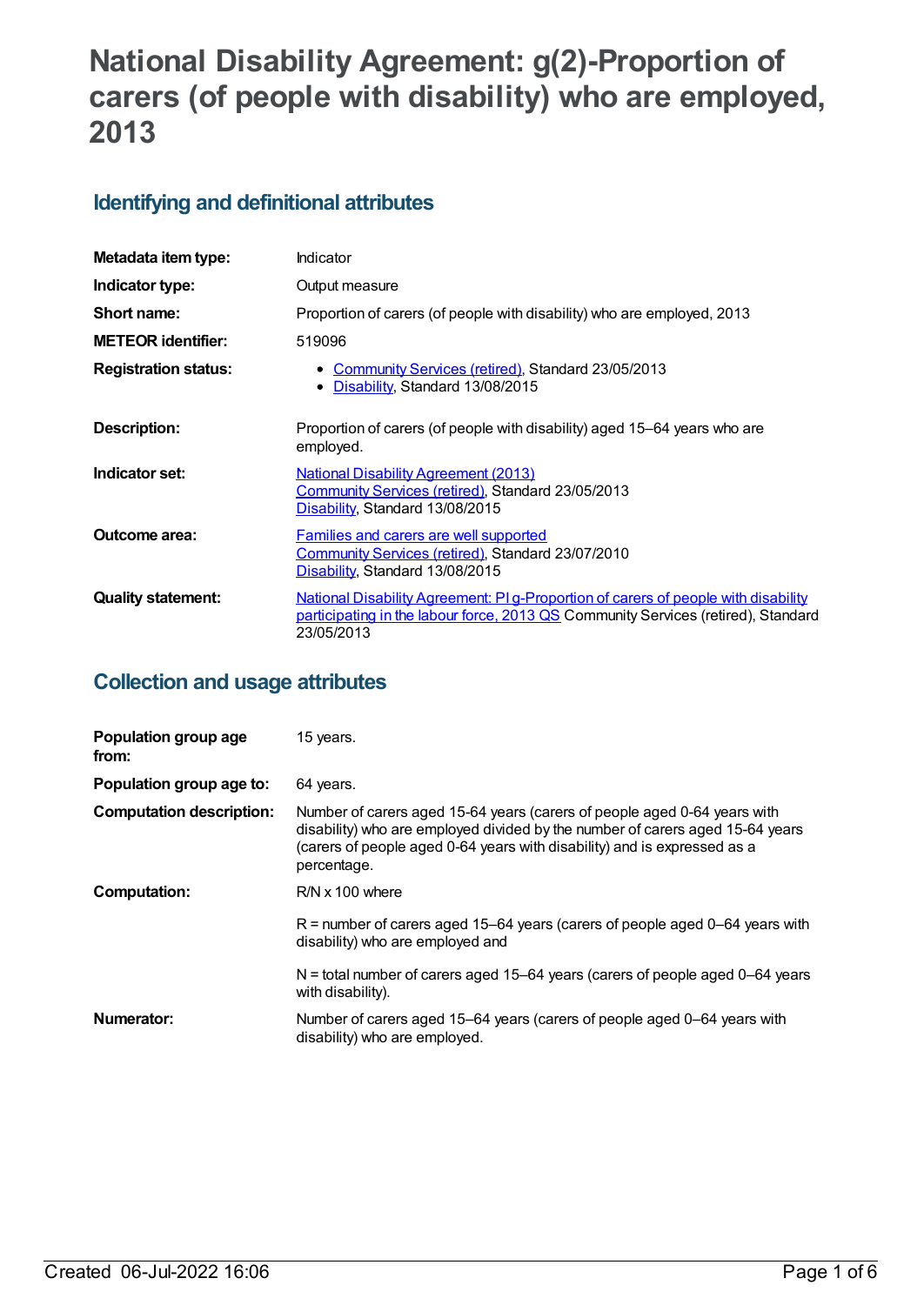# National Disability Agreement: g(2)-Proportion of carers (of people with disability) who are employed, 2013

## Identifying and definitional attributes

| | |
|---|---|
| **Metadata item type:** | Indicator |
| **Indicator type:** | Output measure |
| **Short name:** | Proportion of carers (of people with disability) who are employed, 2013 |
| **METEOR identifier:** | 519096 |
| **Registration status:** | • Community Services (retired), Standard 23/05/2013<br>• Disability, Standard 13/08/2015 |
| **Description:** | Proportion of carers (of people with disability) aged 15–64 years who are employed. |
| **Indicator set:** | National Disability Agreement (2013)<br>Community Services (retired), Standard 23/05/2013<br>Disability, Standard 13/08/2015 |
| **Outcome area:** | Families and carers are well supported<br>Community Services (retired), Standard 23/07/2010<br>Disability, Standard 13/08/2015 |
| **Quality statement:** | National Disability Agreement: PI g-Proportion of carers of people with disability participating in the labour force, 2013 QS Community Services (retired), Standard 23/05/2013 |

## Collection and usage attributes

| | |
|---|---|
| **Population group age from:** | 15 years. |
| **Population group age to:** | 64 years. |
| **Computation description:** | Number of carers aged 15-64 years (carers of people aged 0-64 years with disability) who are employed divided by the number of carers aged 15-64 years (carers of people aged 0-64 years with disability) and is expressed as a percentage. |
| **Computation:** | R/N x 100 where<br><br>R = number of carers aged 15–64 years (carers of people aged 0–64 years with disability) who are employed and<br><br>N = total number of carers aged 15–64 years (carers of people aged 0–64 years with disability). |
| **Numerator:** | Number of carers aged 15–64 years (carers of people aged 0–64 years with disability) who are employed. |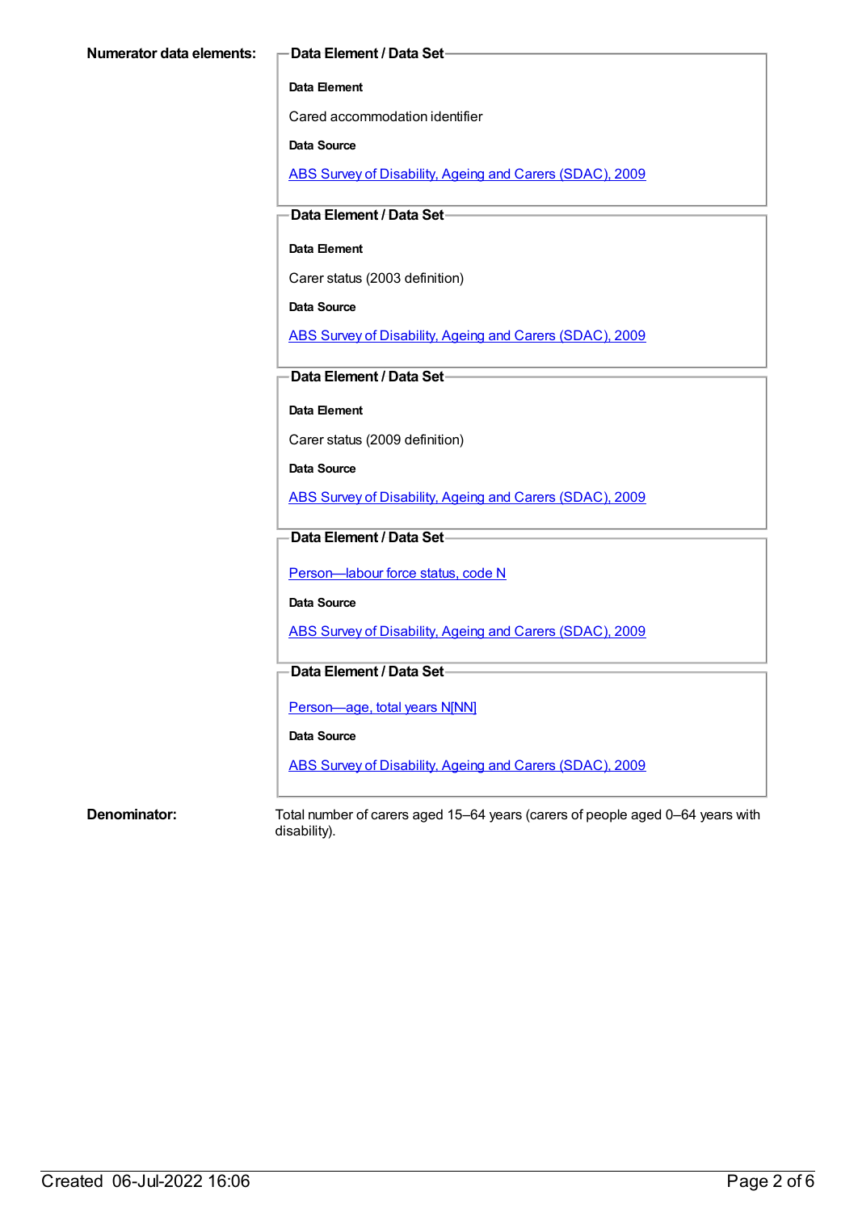**Numerator data elements:**

**Data Element / Data Set**

**Data Element**

Cared accommodation identifier

**Data Source**

ABS Survey of Disability, Ageing and Carers (SDAC), 2009

**Data Element / Data Set**

**Data Element**

Carer status (2003 definition)

**Data Source**

ABS Survey of Disability, Ageing and Carers (SDAC), 2009

**Data Element / Data Set**

**Data Element**

Carer status (2009 definition)

**Data Source**

ABS Survey of Disability, Ageing and Carers (SDAC), 2009

**Data Element / Data Set**

Person—labour force status, code N

**Data Source**

ABS Survey of Disability, Ageing and Carers (SDAC), 2009

**Data Element / Data Set**

Person—age, total years N[NN]

**Data Source**

ABS Survey of Disability, Ageing and Carers (SDAC), 2009

**Denominator:**

Total number of carers aged 15–64 years (carers of people aged 0–64 years with disability).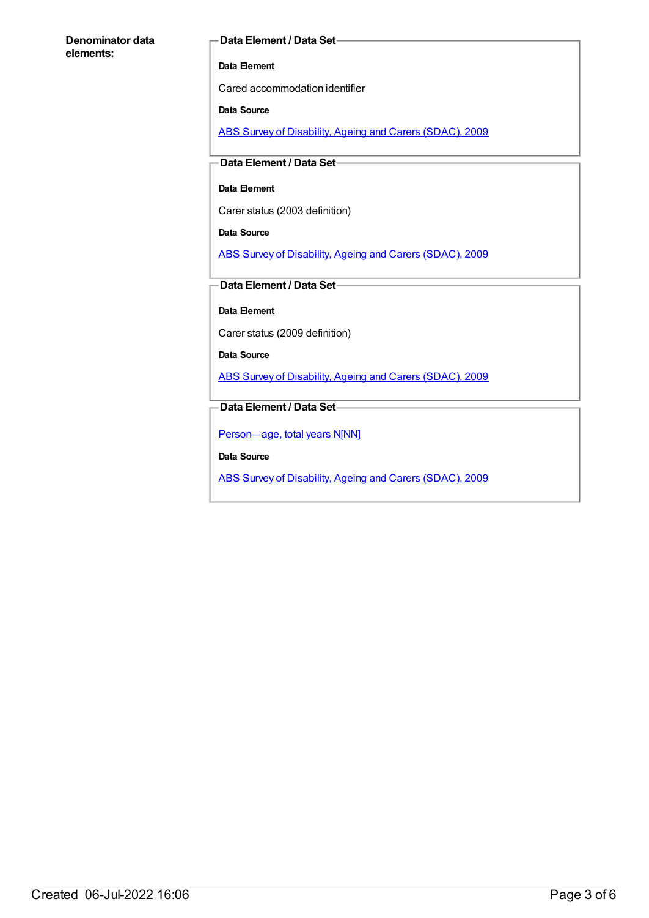**Denominator data elements:**

**Data Element / Data Set**

**Data Element**

Cared accommodation identifier

**Data Source**

ABS Survey of Disability, Ageing and Carers (SDAC), 2009

**Data Element / Data Set**

**Data Element**

Carer status (2003 definition)

**Data Source**

ABS Survey of Disability, Ageing and Carers (SDAC), 2009

**Data Element / Data Set**

**Data Element**

Carer status (2009 definition)

**Data Source**

ABS Survey of Disability, Ageing and Carers (SDAC), 2009

**Data Element / Data Set**

Person—age, total years N[NN]

**Data Source**

ABS Survey of Disability, Ageing and Carers (SDAC), 2009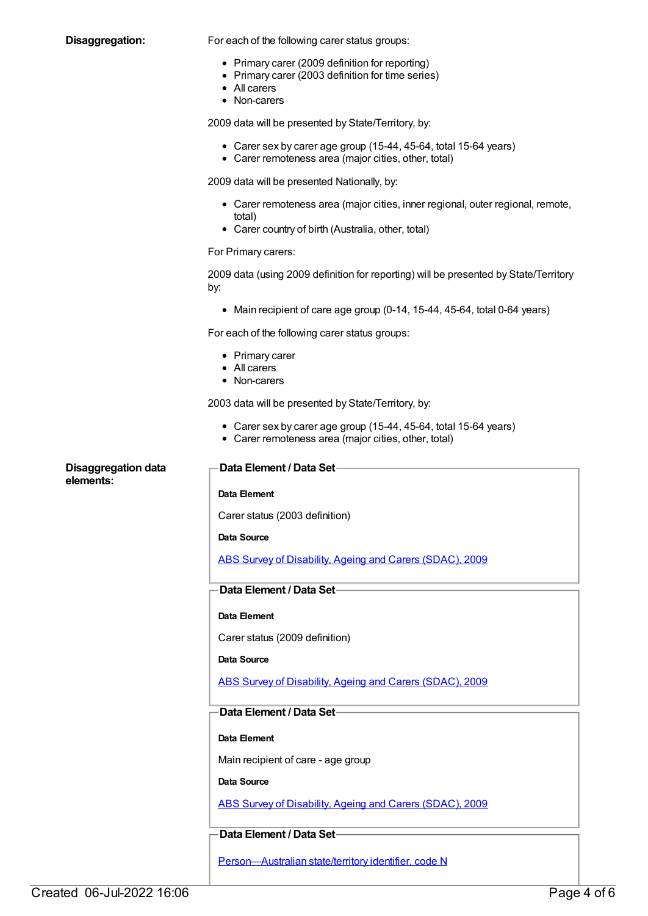**Disaggregation:**

For each of the following carer status groups:

- Primary carer (2009 definition for reporting)
- Primary carer (2003 definition for time series)
- All carers
- Non-carers

2009 data will be presented by State/Territory, by:

- Carer sex by carer age group (15-44, 45-64, total 15-64 years)
- Carer remoteness area (major cities, other, total)

2009 data will be presented Nationally, by:

- Carer remoteness area (major cities, inner regional, outer regional, remote, total)
- Carer country of birth (Australia, other, total)

For Primary carers:

2009 data (using 2009 definition for reporting) will be presented by State/Territory by:

- Main recipient of care age group (0-14, 15-44, 45-64, total 0-64 years)

For each of the following carer status groups:

- Primary carer
- All carers
- Non-carers

2003 data will be presented by State/Territory, by:

- Carer sex by carer age group (15-44, 45-64, total 15-64 years)
- Carer remoteness area (major cities, other, total)

**Disaggregation data elements:**

**Data Element / Data Set**

**Data Element**

Carer status (2003 definition)

**Data Source**

ABS Survey of Disability, Ageing and Carers (SDAC), 2009

**Data Element / Data Set**

**Data Element**

Carer status (2009 definition)

**Data Source**

ABS Survey of Disability, Ageing and Carers (SDAC), 2009

**Data Element / Data Set**

**Data Element**

Main recipient of care - age group

**Data Source**

ABS Survey of Disability, Ageing and Carers (SDAC), 2009

**Data Element / Data Set**

Person—Australian state/territory identifier, code N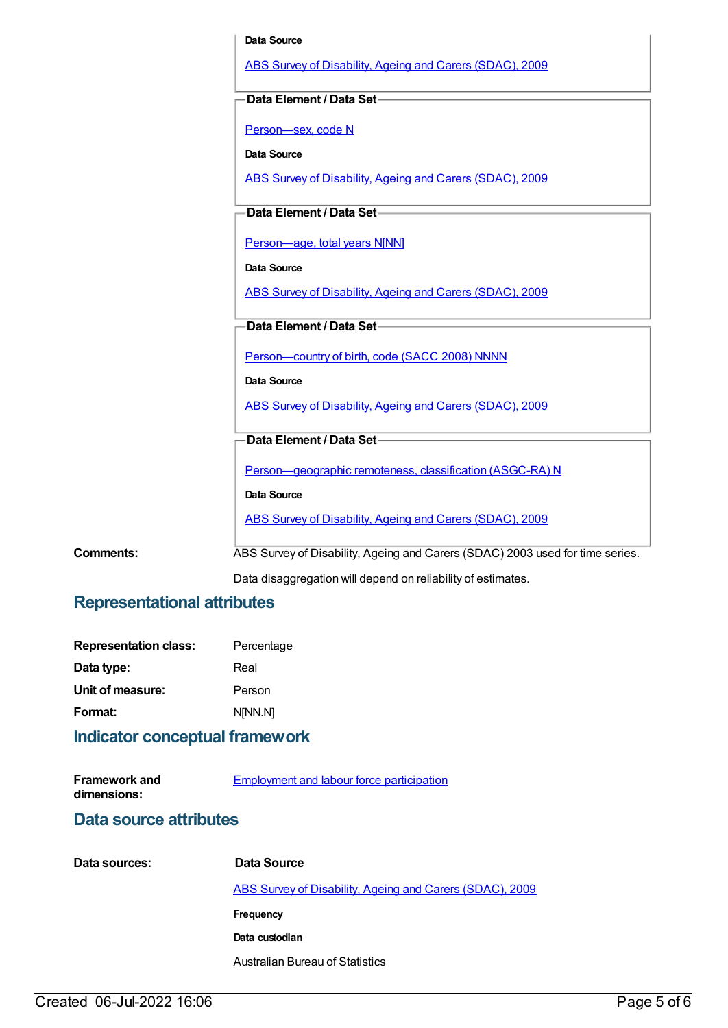**Data Source**

ABS Survey of Disability, Ageing and Carers (SDAC), 2009

**Data Element / Data Set**

Person—sex, code N

**Data Source**

ABS Survey of Disability, Ageing and Carers (SDAC), 2009

**Data Element / Data Set**

Person—age, total years N[NN]

**Data Source**

ABS Survey of Disability, Ageing and Carers (SDAC), 2009

**Data Element / Data Set**

Person—country of birth, code (SACC 2008) NNNN

**Data Source**

ABS Survey of Disability, Ageing and Carers (SDAC), 2009

**Data Element / Data Set**

Person—geographic remoteness, classification (ASGC-RA) N

**Data Source**

ABS Survey of Disability, Ageing and Carers (SDAC), 2009

**Comments:** ABS Survey of Disability, Ageing and Carers (SDAC) 2003 used for time series.

Data disaggregation will depend on reliability of estimates.

## Representational attributes

**Representation class:** Percentage

**Data type:** Real

**Unit of measure:** Person

**Format:** N[NN.N]

## Indicator conceptual framework

**Framework and dimensions:** Employment and labour force participation

## Data source attributes

**Data sources:**

**Data Source**

ABS Survey of Disability, Ageing and Carers (SDAC), 2009

**Frequency**

**Data custodian**

Australian Bureau of Statistics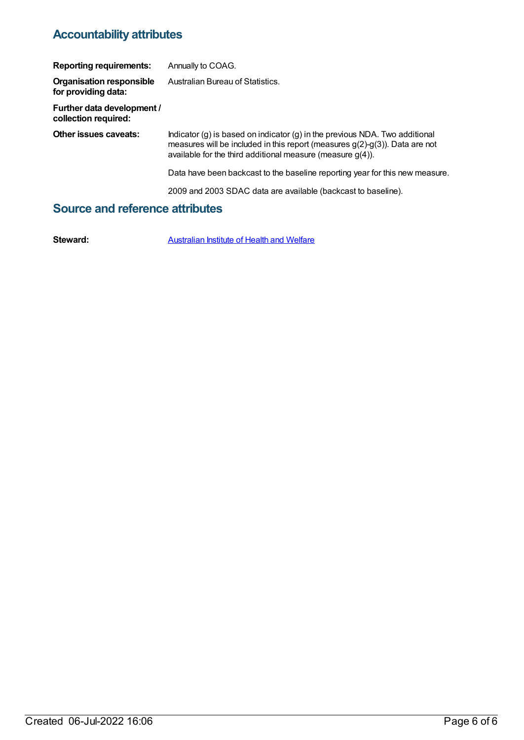## Accountability attributes

**Reporting requirements:** Annually to COAG.

**Organisation responsible for providing data:** Australian Bureau of Statistics.

**Further data development / collection required:**

**Other issues caveats:** Indicator (g) is based on indicator (g) in the previous NDA. Two additional measures will be included in this report (measures g(2)-g(3)). Data are not available for the third additional measure (measure g(4)).

Data have been backcast to the baseline reporting year for this new measure.

2009 and 2003 SDAC data are available (backcast to baseline).

## Source and reference attributes

**Steward:** Australian Institute of Health and Welfare